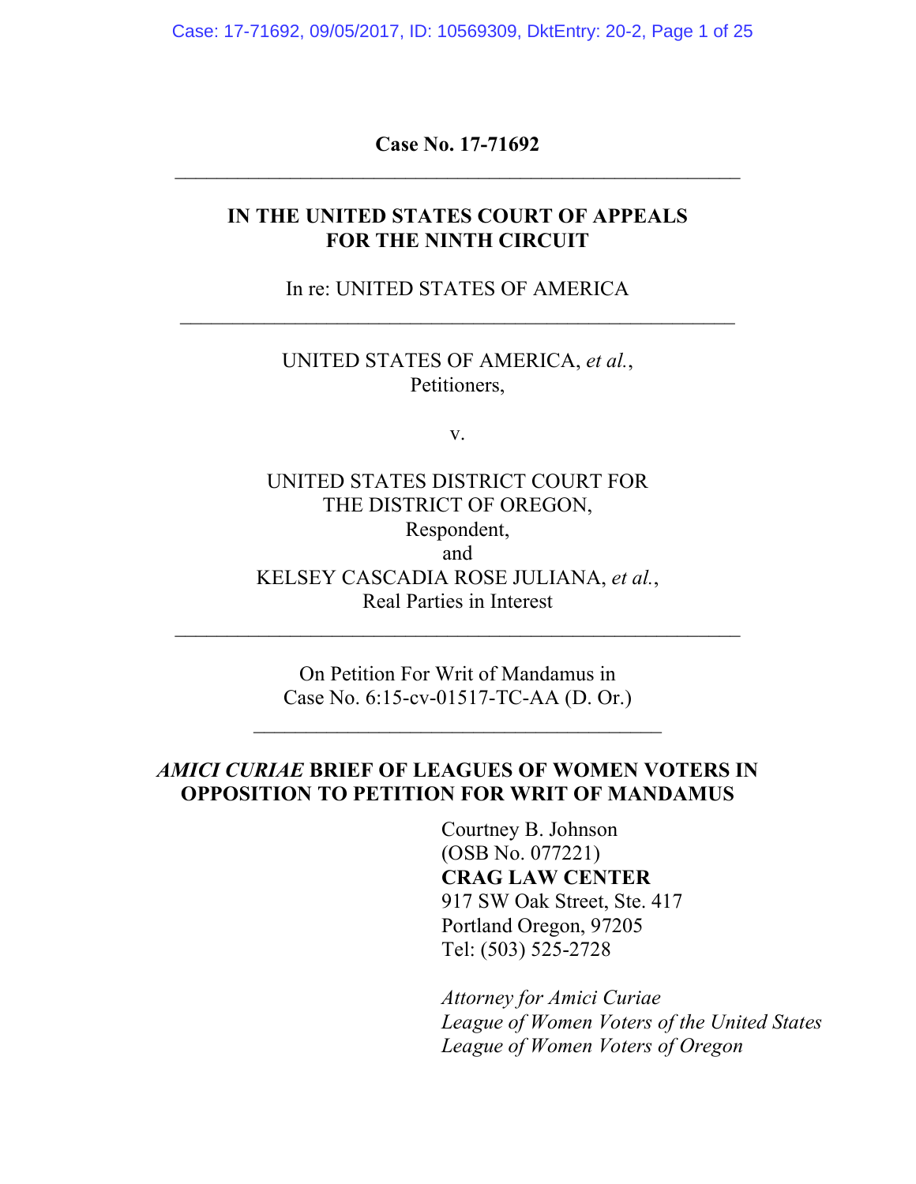**Case No. 17-71692**

---

**IN THE UNITED STATES COURT OF APPEALS**
**FOR THE NINTH CIRCUIT**

In re: UNITED STATES OF AMERICA

---

UNITED STATES OF AMERICA, *et al.*,
Petitioners,

v.

UNITED STATES DISTRICT COURT FOR
THE DISTRICT OF OREGON,
Respondent,
and
KELSEY CASCADIA ROSE JULIANA, *et al.*,
Real Parties in Interest

---

On Petition For Writ of Mandamus in
Case No. 6:15-cv-01517-TC-AA (D. Or.)

---

***AMICI CURIAE* BRIEF OF LEAGUES OF WOMEN VOTERS IN OPPOSITION TO PETITION FOR WRIT OF MANDAMUS**

Courtney B. Johnson
(OSB No. 077221)
**CRAG LAW CENTER**
917 SW Oak Street, Ste. 417
Portland Oregon, 97205
Tel: (503) 525-2728

*Attorney for Amici Curiae*
*League of Women Voters of the United States*
*League of Women Voters of Oregon*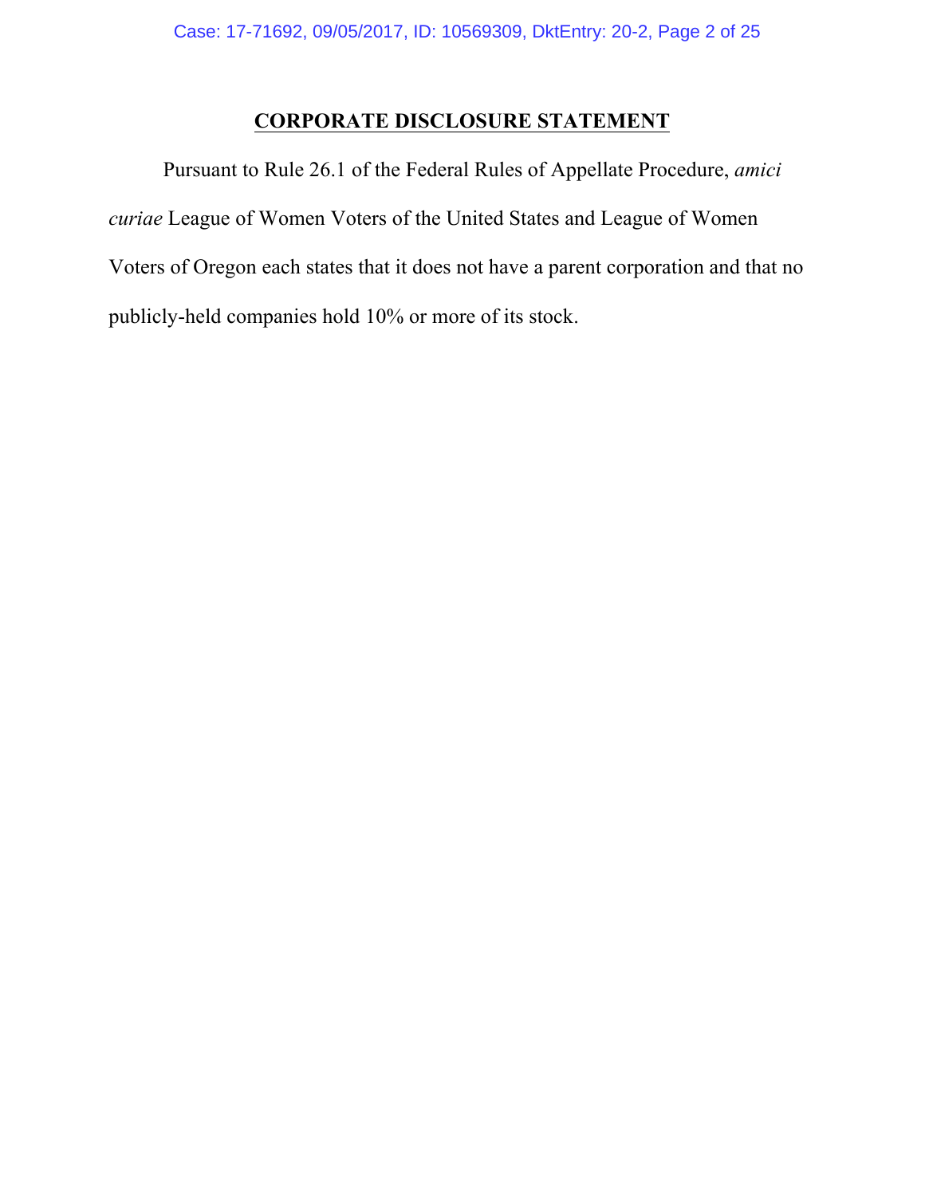## CORPORATE DISCLOSURE STATEMENT

Pursuant to Rule 26.1 of the Federal Rules of Appellate Procedure, *amici curiae* League of Women Voters of the United States and League of Women Voters of Oregon each states that it does not have a parent corporation and that no publicly-held companies hold 10% or more of its stock.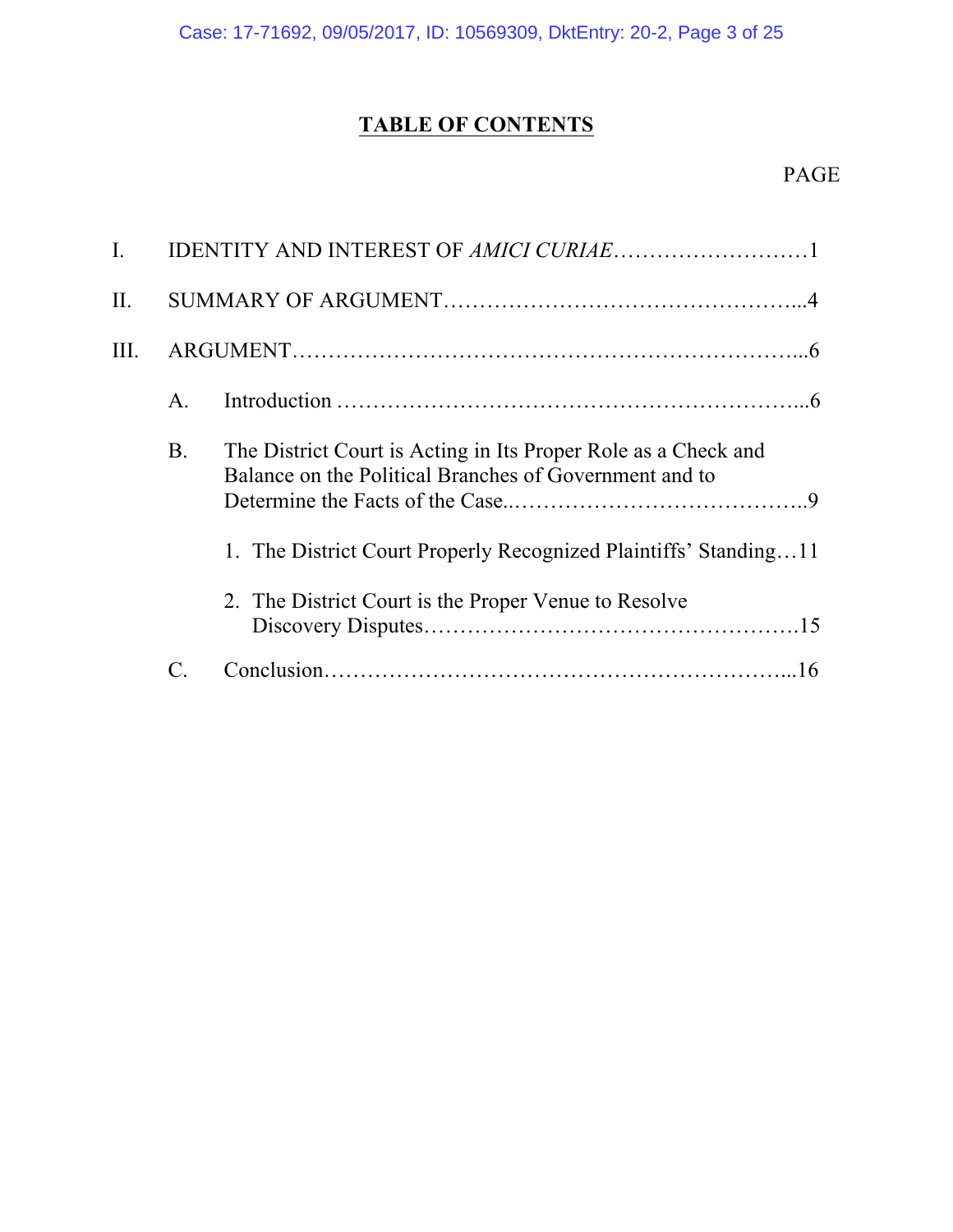# TABLE OF CONTENTS

PAGE

I. IDENTITY AND INTEREST OF *AMICI CURIAE*……………………………1

II. SUMMARY OF ARGUMENT…………………………………………...4

III. ARGUMENT……………………………………………………………...6

A. Introduction …………………………………………………...6

B. The District Court is Acting in Its Proper Role as a Check and Balance on the Political Branches of Government and to Determine the Facts of the Case..…………………………………..9

1. The District Court Properly Recognized Plaintiffs' Standing…11

2. The District Court is the Proper Venue to Resolve Discovery Disputes…………………………………………….15

C. Conclusion……………………………………………………...16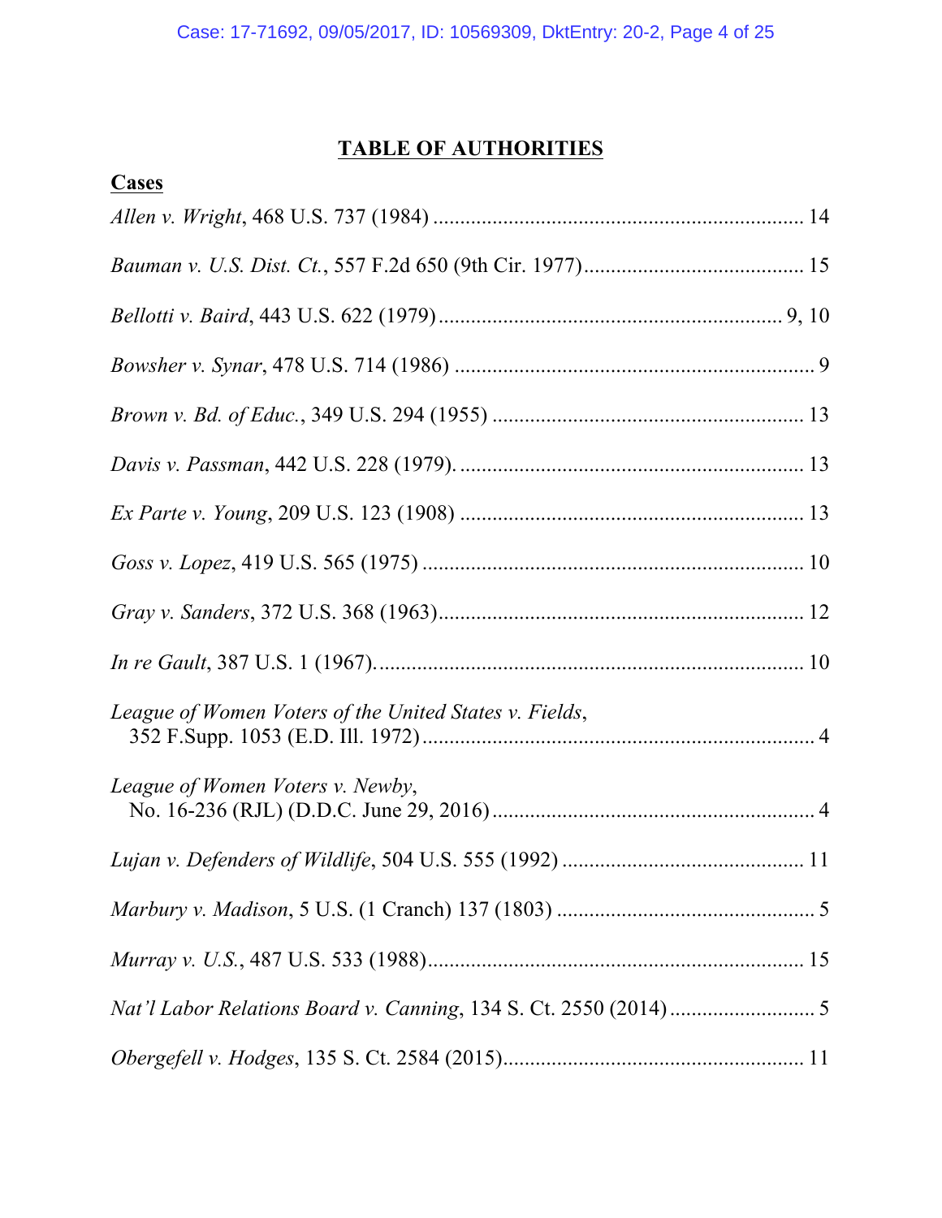# TABLE OF AUTHORITIES

## Cases

*Allen v. Wright*, 468 U.S. 737 (1984) .................................................................... 14

*Bauman v. U.S. Dist. Ct.*, 557 F.2d 650 (9th Cir. 1977)......................................... 15

*Bellotti v. Baird*, 443 U.S. 622 (1979) ............................................................... 9, 10

*Bowsher v. Synar*, 478 U.S. 714 (1986) ................................................................... 9

*Brown v. Bd. of Educ.*, 349 U.S. 294 (1955) .......................................................... 13

*Davis v. Passman*, 442 U.S. 228 (1979). ................................................................ 13

*Ex Parte v. Young*, 209 U.S. 123 (1908) ................................................................ 13

*Goss v. Lopez*, 419 U.S. 565 (1975) ....................................................................... 10

*Gray v. Sanders*, 372 U.S. 368 (1963).................................................................... 12

*In re Gault*, 387 U.S. 1 (1967)................................................................................ 10

*League of Women Voters of the United States v. Fields*,
352 F.Supp. 1053 (E.D. Ill. 1972)......................................................................... 4

*League of Women Voters v. Newby*,
No. 16-236 (RJL) (D.D.C. June 29, 2016)............................................................ 4

*Lujan v. Defenders of Wildlife*, 504 U.S. 555 (1992) ............................................. 11

*Marbury v. Madison*, 5 U.S. (1 Cranch) 137 (1803) ................................................ 5

*Murray v. U.S.*, 487 U.S. 533 (1988)...................................................................... 15

*Nat'l Labor Relations Board v. Canning*, 134 S. Ct. 2550 (2014) ........................... 5

*Obergefell v. Hodges*, 135 S. Ct. 2584 (2015)....................................................... 11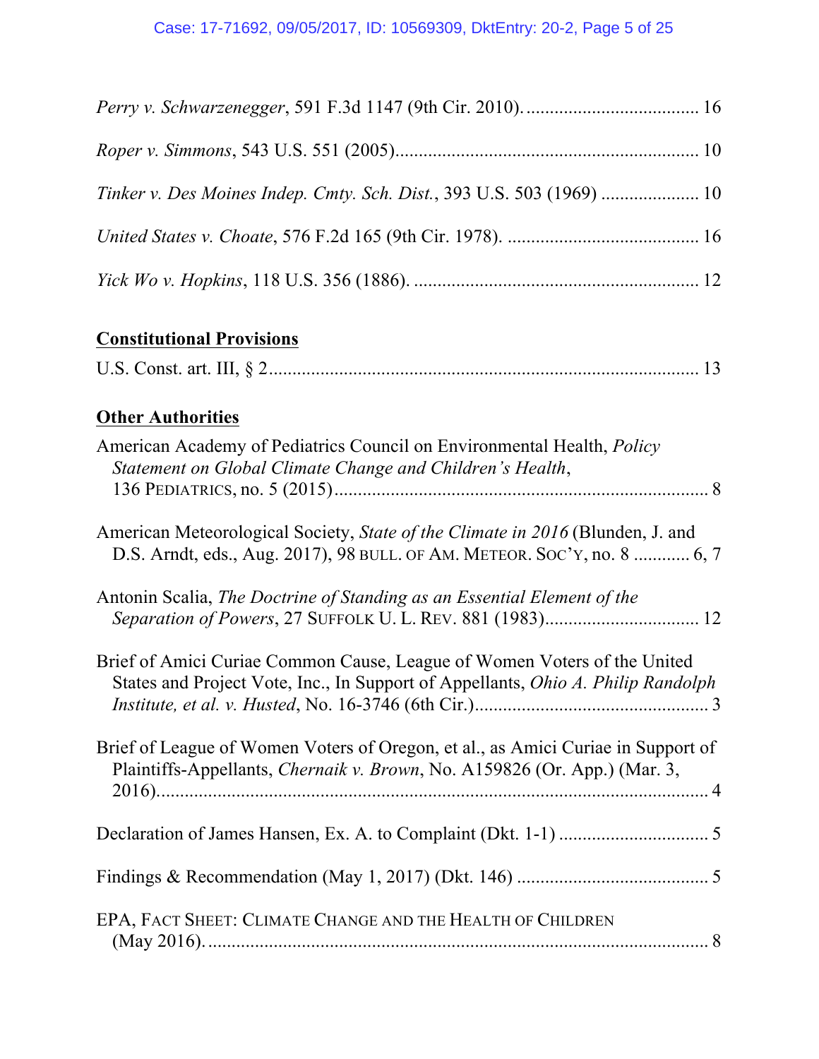*Perry v. Schwarzenegger*, 591 F.3d 1147 (9th Cir. 2010). .................................... 16

*Roper v. Simmons*, 543 U.S. 551 (2005)................................................................ 10

*Tinker v. Des Moines Indep. Cmty. Sch. Dist.*, 393 U.S. 503 (1969) .................... 10

*United States v. Choate*, 576 F.2d 165 (9th Cir. 1978). ......................................... 16

*Yick Wo v. Hopkins*, 118 U.S. 356 (1886). ............................................................ 12

**Constitutional Provisions**

U.S. Const. art. III, § 2........................................................................................... 13

**Other Authorities**

American Academy of Pediatrics Council on Environmental Health, *Policy Statement on Global Climate Change and Children's Health*, 136 PEDIATRICS, no. 5 (2015)................................................................................ 8

American Meteorological Society, *State of the Climate in 2016* (Blunden, J. and D.S. Arndt, eds., Aug. 2017), 98 BULL. OF AM. METEOR. SOC'Y, no. 8 ........... 6, 7

Antonin Scalia, *The Doctrine of Standing as an Essential Element of the Separation of Powers*, 27 SUFFOLK U. L. REV. 881 (1983)................................ 12

Brief of Amici Curiae Common Cause, League of Women Voters of the United States and Project Vote, Inc., In Support of Appellants, *Ohio A. Philip Randolph Institute, et al. v. Husted*, No. 16-3746 (6th Cir.)................................................ 3

Brief of League of Women Voters of Oregon, et al., as Amici Curiae in Support of Plaintiffs-Appellants, *Chernaik v. Brown*, No. A159826 (Or. App.) (Mar. 3, 2016)...................................................................................................... 4

Declaration of James Hansen, Ex. A. to Complaint (Dkt. 1-1) ............................... 5

Findings & Recommendation (May 1, 2017) (Dkt. 146) ........................................ 5

EPA, FACT SHEET: CLIMATE CHANGE AND THE HEALTH OF CHILDREN (May 2016). .......................................................................................... 8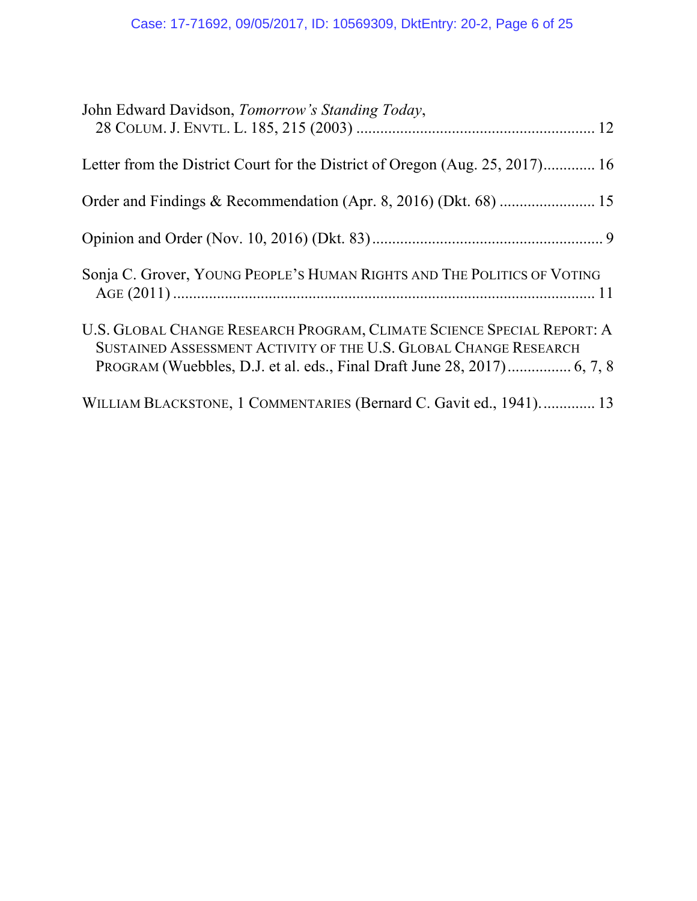John Edward Davidson, *Tomorrow's Standing Today*, 28 COLUM. J. ENVTL. L. 185, 215 (2003) ............................................................ 12

Letter from the District Court for the District of Oregon (Aug. 25, 2017)............. 16

Order and Findings & Recommendation (Apr. 8, 2016) (Dkt. 68) ........................ 15

Opinion and Order (Nov. 10, 2016) (Dkt. 83).......................................................... 9

Sonja C. Grover, YOUNG PEOPLE'S HUMAN RIGHTS AND THE POLITICS OF VOTING AGE (2011) ......................................................................................................... 11

U.S. GLOBAL CHANGE RESEARCH PROGRAM, CLIMATE SCIENCE SPECIAL REPORT: A SUSTAINED ASSESSMENT ACTIVITY OF THE U.S. GLOBAL CHANGE RESEARCH PROGRAM (Wuebbles, D.J. et al. eds., Final Draft June 28, 2017)................ 6, 7, 8

WILLIAM BLACKSTONE, 1 COMMENTARIES (Bernard C. Gavit ed., 1941). ............ 13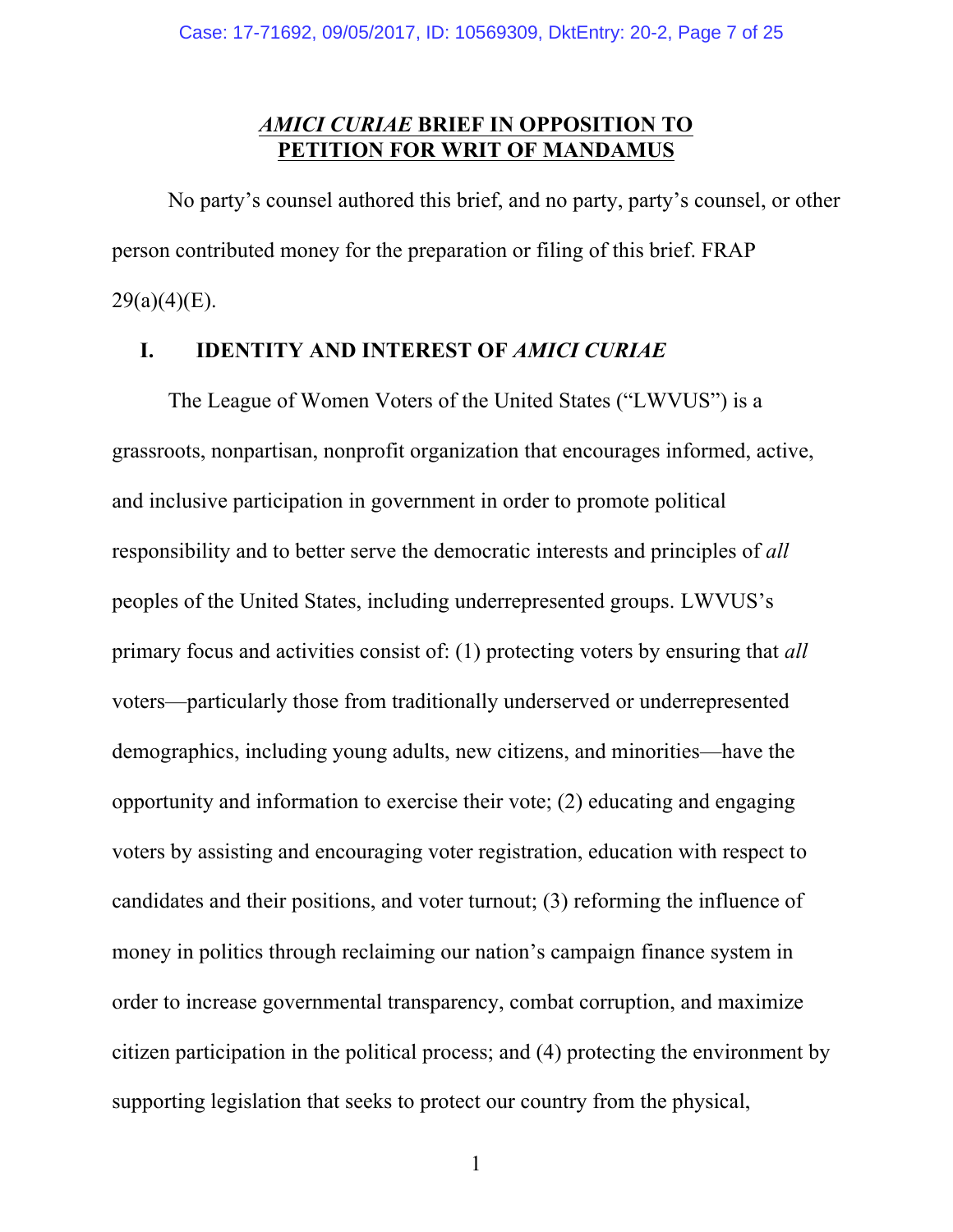## *AMICI CURIAE* BRIEF IN OPPOSITION TO PETITION FOR WRIT OF MANDAMUS

No party's counsel authored this brief, and no party, party's counsel, or other person contributed money for the preparation or filing of this brief. FRAP 29(a)(4)(E).

### I. IDENTITY AND INTEREST OF *AMICI CURIAE*

The League of Women Voters of the United States ("LWVUS") is a grassroots, nonpartisan, nonprofit organization that encourages informed, active, and inclusive participation in government in order to promote political responsibility and to better serve the democratic interests and principles of *all* peoples of the United States, including underrepresented groups. LWVUS's primary focus and activities consist of: (1) protecting voters by ensuring that *all* voters—particularly those from traditionally underserved or underrepresented demographics, including young adults, new citizens, and minorities—have the opportunity and information to exercise their vote; (2) educating and engaging voters by assisting and encouraging voter registration, education with respect to candidates and their positions, and voter turnout; (3) reforming the influence of money in politics through reclaiming our nation's campaign finance system in order to increase governmental transparency, combat corruption, and maximize citizen participation in the political process; and (4) protecting the environment by supporting legislation that seeks to protect our country from the physical,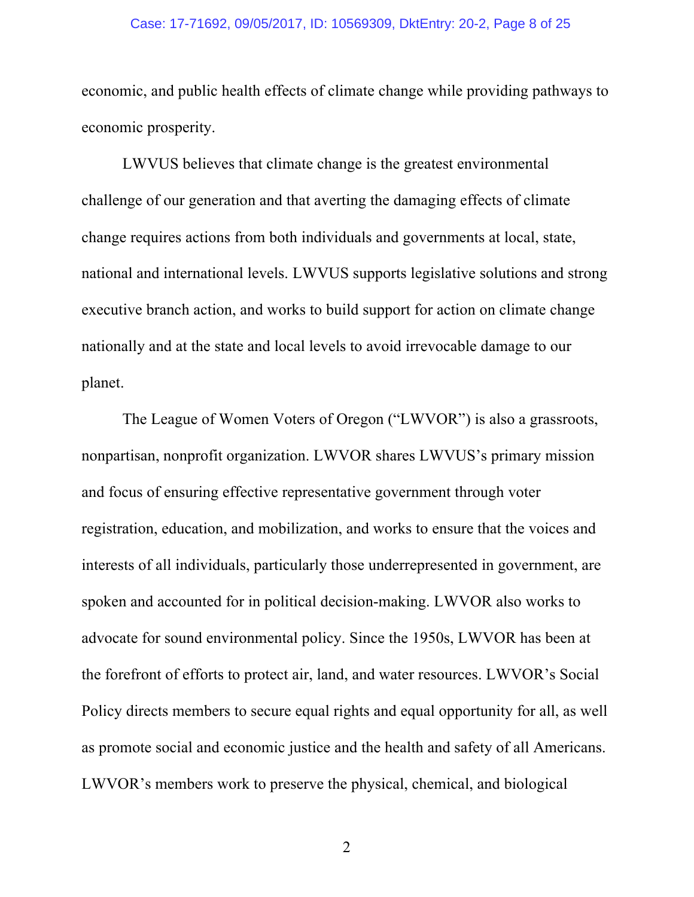economic, and public health effects of climate change while providing pathways to economic prosperity.

LWVUS believes that climate change is the greatest environmental challenge of our generation and that averting the damaging effects of climate change requires actions from both individuals and governments at local, state, national and international levels. LWVUS supports legislative solutions and strong executive branch action, and works to build support for action on climate change nationally and at the state and local levels to avoid irrevocable damage to our planet.

The League of Women Voters of Oregon ("LWVOR") is also a grassroots, nonpartisan, nonprofit organization. LWVOR shares LWVUS's primary mission and focus of ensuring effective representative government through voter registration, education, and mobilization, and works to ensure that the voices and interests of all individuals, particularly those underrepresented in government, are spoken and accounted for in political decision-making. LWVOR also works to advocate for sound environmental policy. Since the 1950s, LWVOR has been at the forefront of efforts to protect air, land, and water resources. LWVOR's Social Policy directs members to secure equal rights and equal opportunity for all, as well as promote social and economic justice and the health and safety of all Americans. LWVOR's members work to preserve the physical, chemical, and biological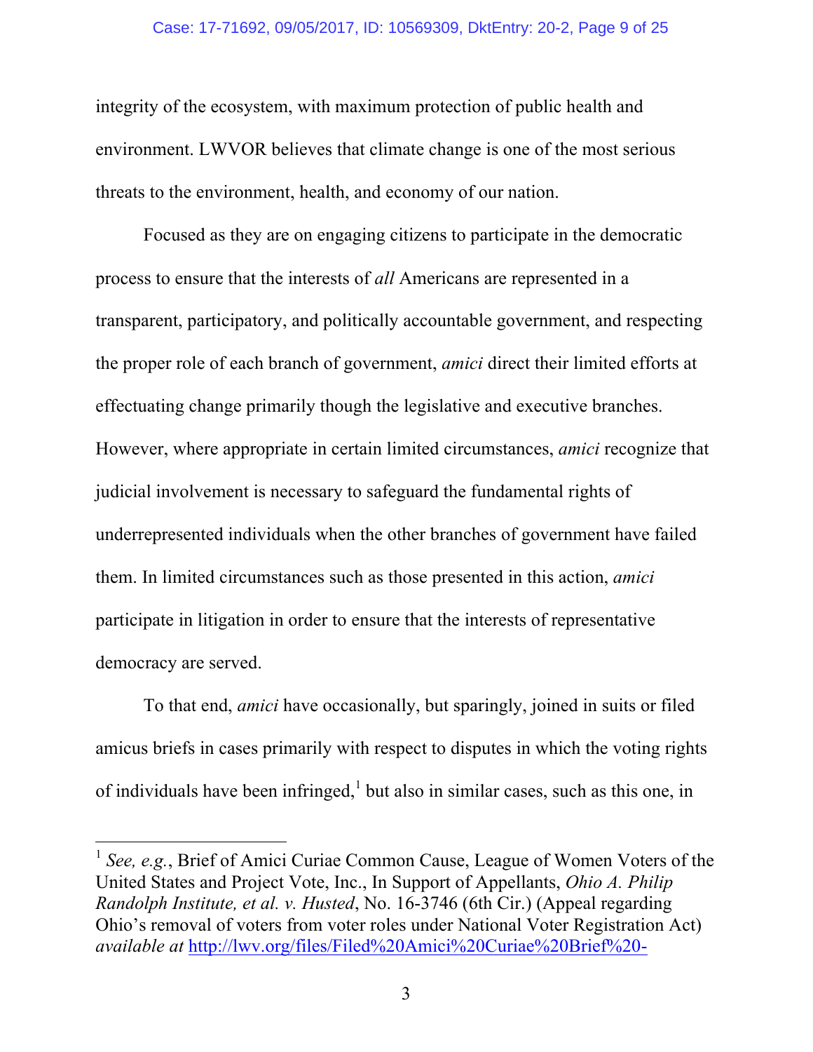integrity of the ecosystem, with maximum protection of public health and environment. LWVOR believes that climate change is one of the most serious threats to the environment, health, and economy of our nation.

Focused as they are on engaging citizens to participate in the democratic process to ensure that the interests of *all* Americans are represented in a transparent, participatory, and politically accountable government, and respecting the proper role of each branch of government, *amici* direct their limited efforts at effectuating change primarily though the legislative and executive branches. However, where appropriate in certain limited circumstances, *amici* recognize that judicial involvement is necessary to safeguard the fundamental rights of underrepresented individuals when the other branches of government have failed them. In limited circumstances such as those presented in this action, *amici* participate in litigation in order to ensure that the interests of representative democracy are served.

To that end, *amici* have occasionally, but sparingly, joined in suits or filed amicus briefs in cases primarily with respect to disputes in which the voting rights of individuals have been infringed,[1] but also in similar cases, such as this one, in

---

[1] *See, e.g.*, Brief of Amici Curiae Common Cause, League of Women Voters of the United States and Project Vote, Inc., In Support of Appellants, *Ohio A. Philip Randolph Institute, et al. v. Husted*, No. 16-3746 (6th Cir.) (Appeal regarding Ohio's removal of voters from voter roles under National Voter Registration Act) *available at* http://lwv.org/files/Filed%20Amici%20Curiae%20Brief%20-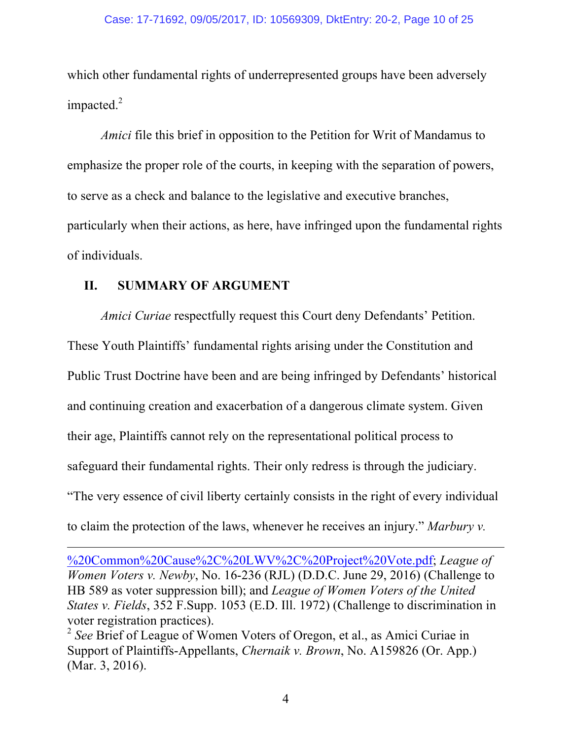which other fundamental rights of underrepresented groups have been adversely impacted.[2]

*Amici* file this brief in opposition to the Petition for Writ of Mandamus to emphasize the proper role of the courts, in keeping with the separation of powers, to serve as a check and balance to the legislative and executive branches, particularly when their actions, as here, have infringed upon the fundamental rights of individuals.

## II. SUMMARY OF ARGUMENT

*Amici Curiae* respectfully request this Court deny Defendants' Petition. These Youth Plaintiffs' fundamental rights arising under the Constitution and Public Trust Doctrine have been and are being infringed by Defendants' historical and continuing creation and exacerbation of a dangerous climate system. Given their age, Plaintiffs cannot rely on the representational political process to safeguard their fundamental rights. Their only redress is through the judiciary. "The very essence of civil liberty certainly consists in the right of every individual to claim the protection of the laws, whenever he receives an injury." *Marbury v.*

---

%20Common%20Cause%2C%20LWV%2C%20Project%20Vote.pdf; *League of Women Voters v. Newby*, No. 16-236 (RJL) (D.D.C. June 29, 2016) (Challenge to HB 589 as voter suppression bill); and *League of Women Voters of the United States v. Fields*, 352 F.Supp. 1053 (E.D. Ill. 1972) (Challenge to discrimination in voter registration practices).

[2] *See* Brief of League of Women Voters of Oregon, et al., as Amici Curiae in Support of Plaintiffs-Appellants, *Chernaik v. Brown*, No. A159826 (Or. App.) (Mar. 3, 2016).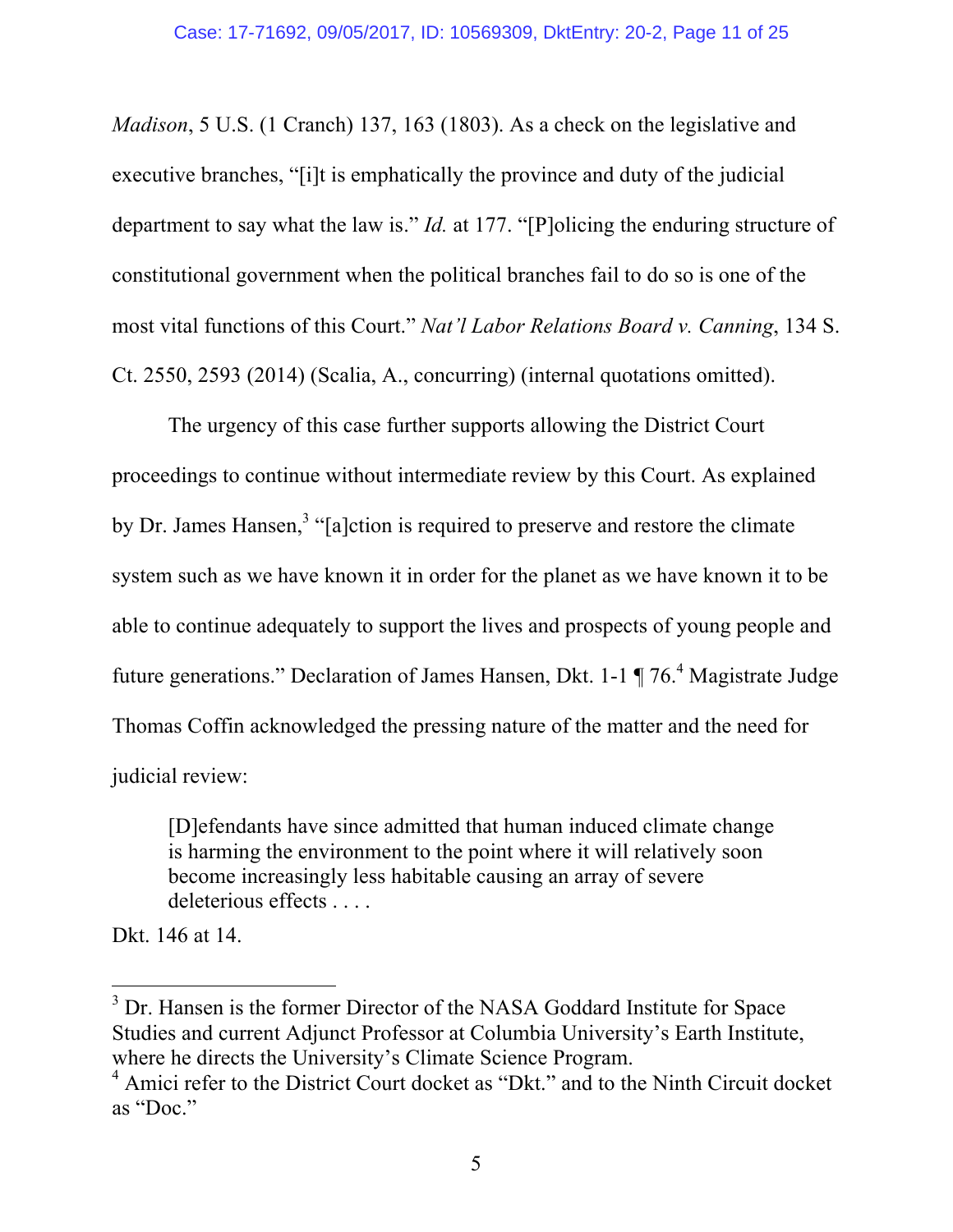*Madison*, 5 U.S. (1 Cranch) 137, 163 (1803). As a check on the legislative and executive branches, "[i]t is emphatically the province and duty of the judicial department to say what the law is." *Id.* at 177. "[P]olicing the enduring structure of constitutional government when the political branches fail to do so is one of the most vital functions of this Court." *Nat'l Labor Relations Board v. Canning*, 134 S. Ct. 2550, 2593 (2014) (Scalia, A., concurring) (internal quotations omitted).

The urgency of this case further supports allowing the District Court proceedings to continue without intermediate review by this Court. As explained by Dr. James Hansen,[3] "[a]ction is required to preserve and restore the climate system such as we have known it in order for the planet as we have known it to be able to continue adequately to support the lives and prospects of young people and future generations." Declaration of James Hansen, Dkt. 1-1 ¶ 76.[4] Magistrate Judge Thomas Coffin acknowledged the pressing nature of the matter and the need for judicial review:

> [D]efendants have since admitted that human induced climate change is harming the environment to the point where it will relatively soon become increasingly less habitable causing an array of severe deleterious effects . . . .

Dkt. 146 at 14.

---

[3] Dr. Hansen is the former Director of the NASA Goddard Institute for Space Studies and current Adjunct Professor at Columbia University's Earth Institute, where he directs the University's Climate Science Program.

[4] Amici refer to the District Court docket as "Dkt." and to the Ninth Circuit docket as "Doc."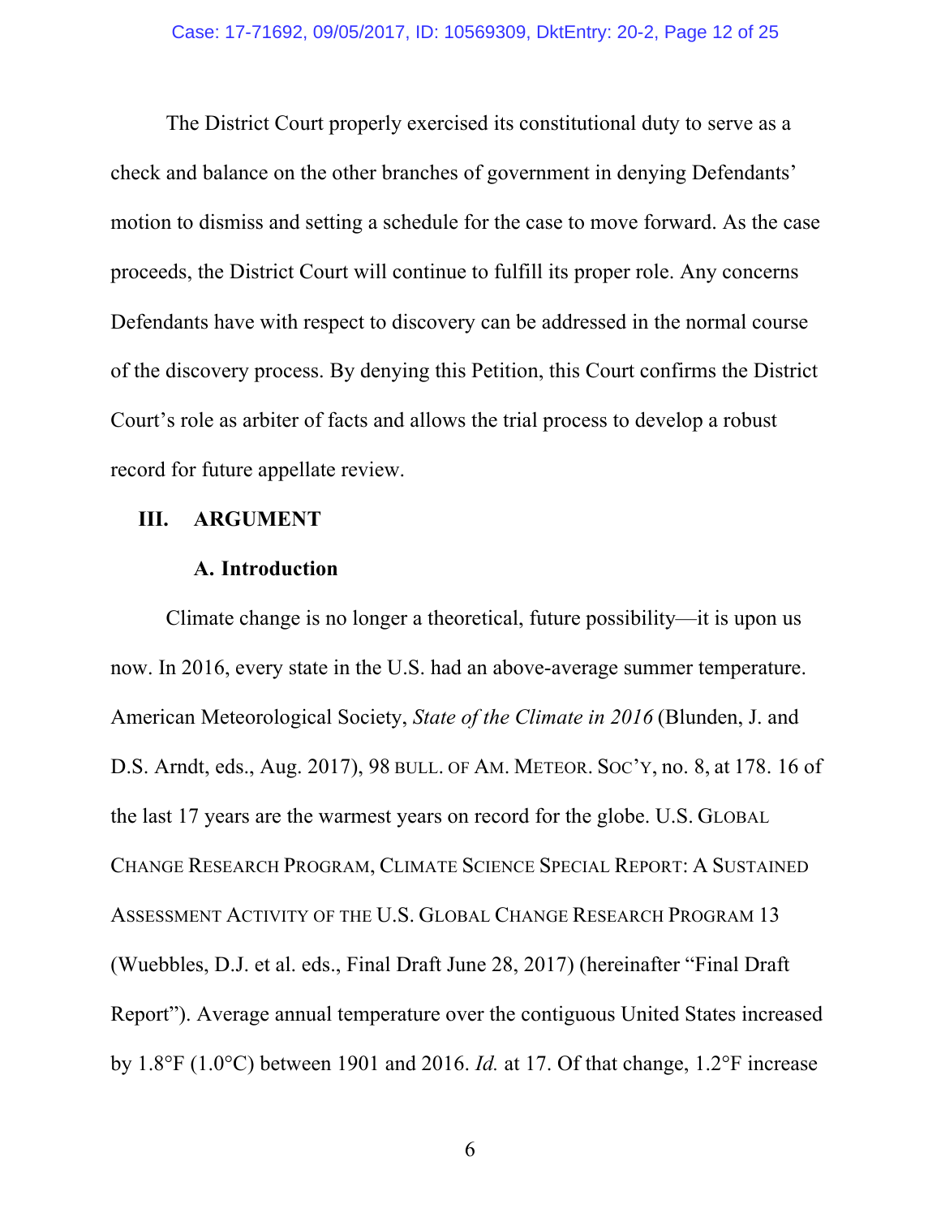The District Court properly exercised its constitutional duty to serve as a check and balance on the other branches of government in denying Defendants' motion to dismiss and setting a schedule for the case to move forward. As the case proceeds, the District Court will continue to fulfill its proper role. Any concerns Defendants have with respect to discovery can be addressed in the normal course of the discovery process. By denying this Petition, this Court confirms the District Court's role as arbiter of facts and allows the trial process to develop a robust record for future appellate review.

## III. ARGUMENT

### A. Introduction

Climate change is no longer a theoretical, future possibility—it is upon us now. In 2016, every state in the U.S. had an above-average summer temperature. American Meteorological Society, *State of the Climate in 2016* (Blunden, J. and D.S. Arndt, eds., Aug. 2017), 98 BULL. OF AM. METEOR. SOC'Y, no. 8, at 178. 16 of the last 17 years are the warmest years on record for the globe. U.S. GLOBAL CHANGE RESEARCH PROGRAM, CLIMATE SCIENCE SPECIAL REPORT: A SUSTAINED ASSESSMENT ACTIVITY OF THE U.S. GLOBAL CHANGE RESEARCH PROGRAM 13 (Wuebbles, D.J. et al. eds., Final Draft June 28, 2017) (hereinafter "Final Draft Report"). Average annual temperature over the contiguous United States increased by 1.8°F (1.0°C) between 1901 and 2016. *Id.* at 17. Of that change, 1.2°F increase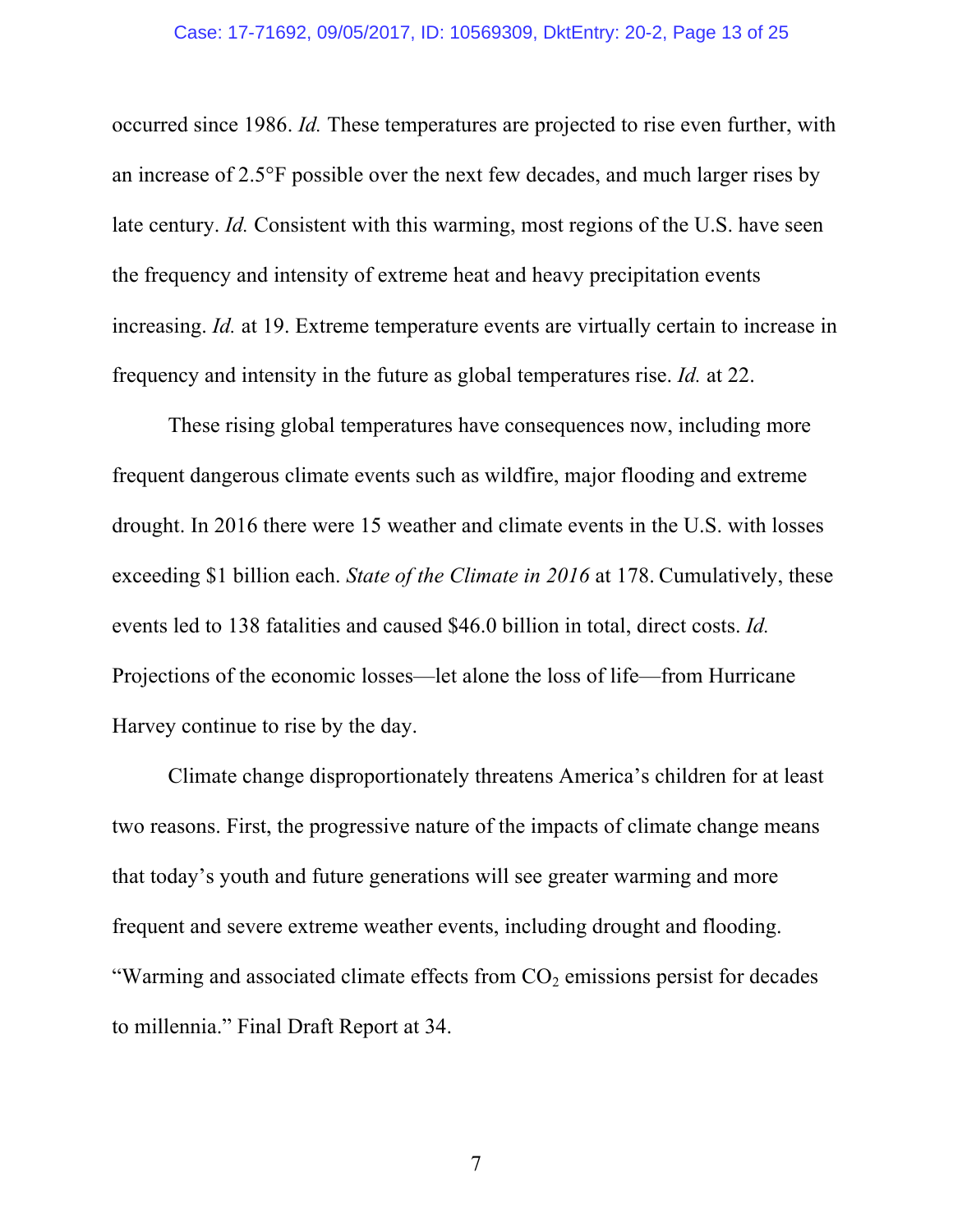occurred since 1986. *Id.* These temperatures are projected to rise even further, with an increase of 2.5°F possible over the next few decades, and much larger rises by late century. *Id.* Consistent with this warming, most regions of the U.S. have seen the frequency and intensity of extreme heat and heavy precipitation events increasing. *Id.* at 19. Extreme temperature events are virtually certain to increase in frequency and intensity in the future as global temperatures rise. *Id.* at 22.

These rising global temperatures have consequences now, including more frequent dangerous climate events such as wildfire, major flooding and extreme drought. In 2016 there were 15 weather and climate events in the U.S. with losses exceeding $1 billion each. *State of the Climate in 2016* at 178. Cumulatively, these events led to 138 fatalities and caused $46.0 billion in total, direct costs. *Id.* Projections of the economic losses—let alone the loss of life—from Hurricane Harvey continue to rise by the day.

Climate change disproportionately threatens America's children for at least two reasons. First, the progressive nature of the impacts of climate change means that today's youth and future generations will see greater warming and more frequent and severe extreme weather events, including drought and flooding. "Warming and associated climate effects from $CO_2$ emissions persist for decades to millennia." Final Draft Report at 34.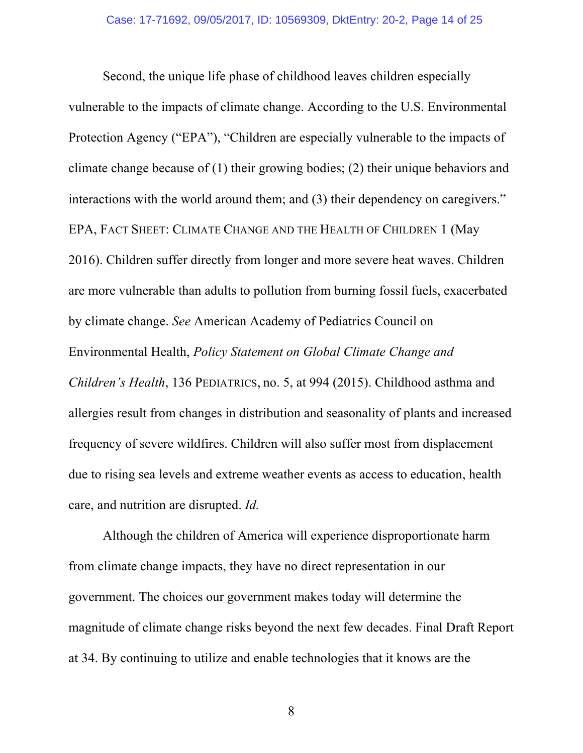Second, the unique life phase of childhood leaves children especially vulnerable to the impacts of climate change. According to the U.S. Environmental Protection Agency ("EPA"), "Children are especially vulnerable to the impacts of climate change because of (1) their growing bodies; (2) their unique behaviors and interactions with the world around them; and (3) their dependency on caregivers." EPA, FACT SHEET: CLIMATE CHANGE AND THE HEALTH OF CHILDREN 1 (May 2016). Children suffer directly from longer and more severe heat waves. Children are more vulnerable than adults to pollution from burning fossil fuels, exacerbated by climate change. *See* American Academy of Pediatrics Council on Environmental Health, *Policy Statement on Global Climate Change and Children's Health*, 136 PEDIATRICS, no. 5, at 994 (2015). Childhood asthma and allergies result from changes in distribution and seasonality of plants and increased frequency of severe wildfires. Children will also suffer most from displacement due to rising sea levels and extreme weather events as access to education, health care, and nutrition are disrupted. *Id.*

Although the children of America will experience disproportionate harm from climate change impacts, they have no direct representation in our government. The choices our government makes today will determine the magnitude of climate change risks beyond the next few decades. Final Draft Report at 34. By continuing to utilize and enable technologies that it knows are the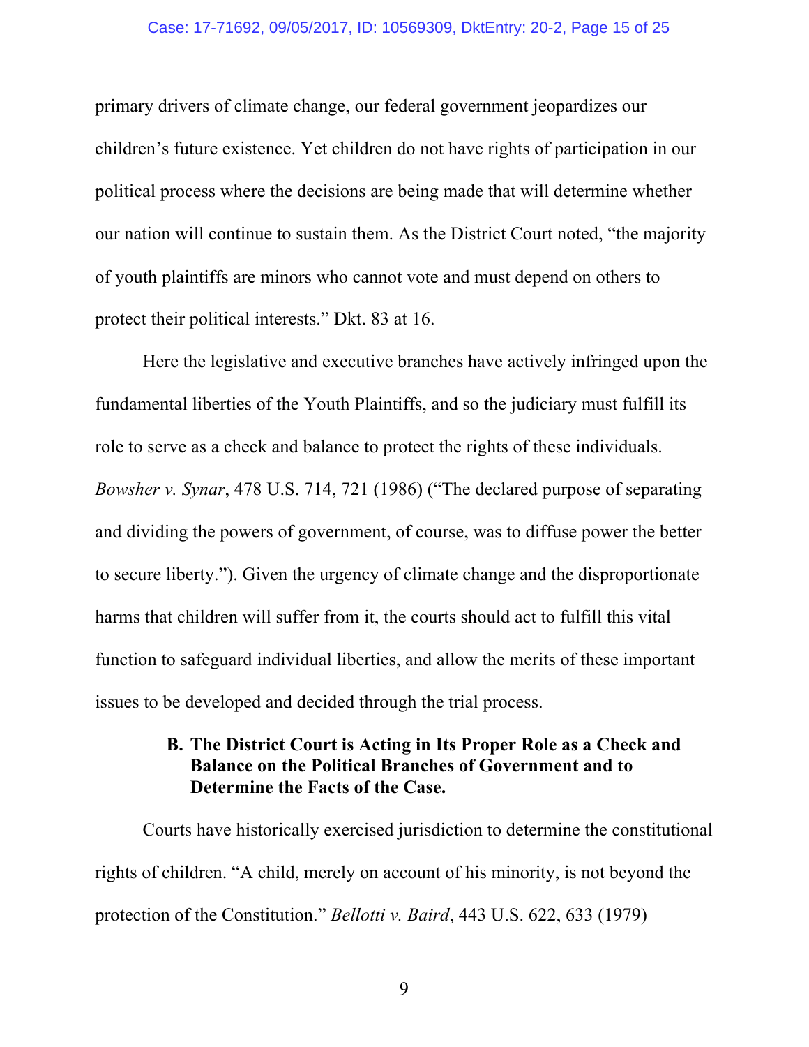primary drivers of climate change, our federal government jeopardizes our children's future existence. Yet children do not have rights of participation in our political process where the decisions are being made that will determine whether our nation will continue to sustain them. As the District Court noted, "the majority of youth plaintiffs are minors who cannot vote and must depend on others to protect their political interests." Dkt. 83 at 16.

Here the legislative and executive branches have actively infringed upon the fundamental liberties of the Youth Plaintiffs, and so the judiciary must fulfill its role to serve as a check and balance to protect the rights of these individuals. *Bowsher v. Synar*, 478 U.S. 714, 721 (1986) ("The declared purpose of separating and dividing the powers of government, of course, was to diffuse power the better to secure liberty."). Given the urgency of climate change and the disproportionate harms that children will suffer from it, the courts should act to fulfill this vital function to safeguard individual liberties, and allow the merits of these important issues to be developed and decided through the trial process.

**B. The District Court is Acting in Its Proper Role as a Check and Balance on the Political Branches of Government and to Determine the Facts of the Case.**

Courts have historically exercised jurisdiction to determine the constitutional rights of children. "A child, merely on account of his minority, is not beyond the protection of the Constitution." *Bellotti v. Baird*, 443 U.S. 622, 633 (1979)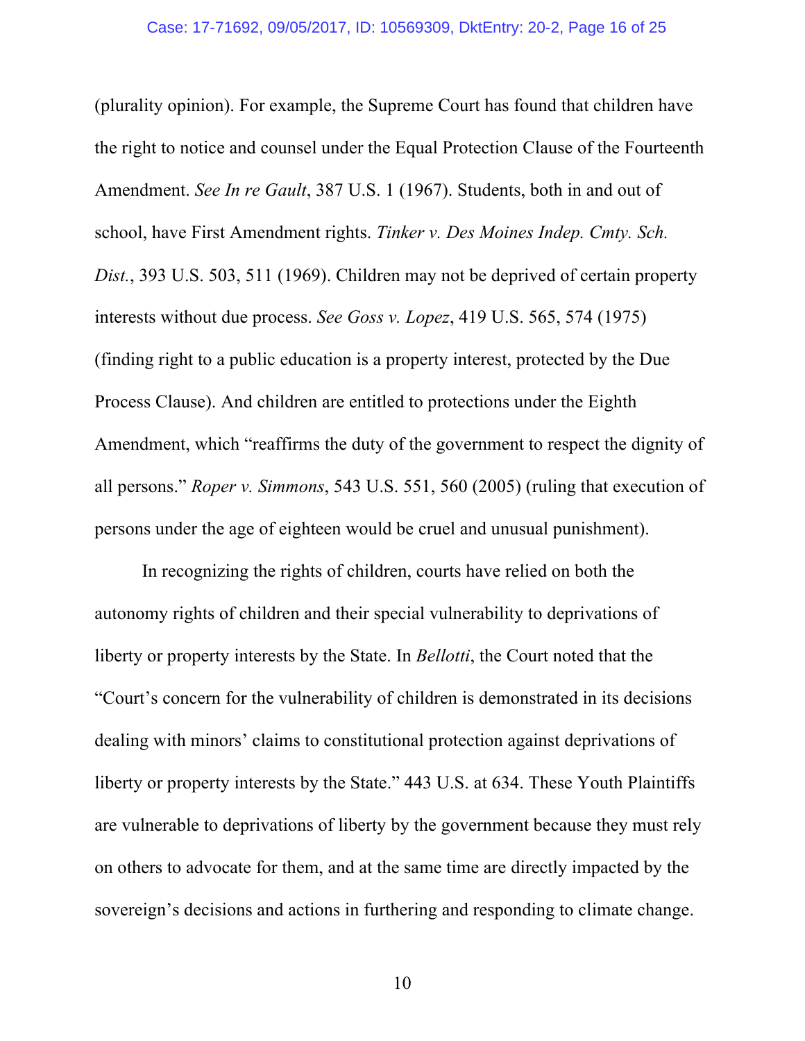(plurality opinion). For example, the Supreme Court has found that children have the right to notice and counsel under the Equal Protection Clause of the Fourteenth Amendment. *See In re Gault*, 387 U.S. 1 (1967). Students, both in and out of school, have First Amendment rights. *Tinker v. Des Moines Indep. Cmty. Sch. Dist.*, 393 U.S. 503, 511 (1969). Children may not be deprived of certain property interests without due process. *See Goss v. Lopez*, 419 U.S. 565, 574 (1975) (finding right to a public education is a property interest, protected by the Due Process Clause). And children are entitled to protections under the Eighth Amendment, which "reaffirms the duty of the government to respect the dignity of all persons." *Roper v. Simmons*, 543 U.S. 551, 560 (2005) (ruling that execution of persons under the age of eighteen would be cruel and unusual punishment).

In recognizing the rights of children, courts have relied on both the autonomy rights of children and their special vulnerability to deprivations of liberty or property interests by the State. In *Bellotti*, the Court noted that the "Court's concern for the vulnerability of children is demonstrated in its decisions dealing with minors' claims to constitutional protection against deprivations of liberty or property interests by the State." 443 U.S. at 634. These Youth Plaintiffs are vulnerable to deprivations of liberty by the government because they must rely on others to advocate for them, and at the same time are directly impacted by the sovereign's decisions and actions in furthering and responding to climate change.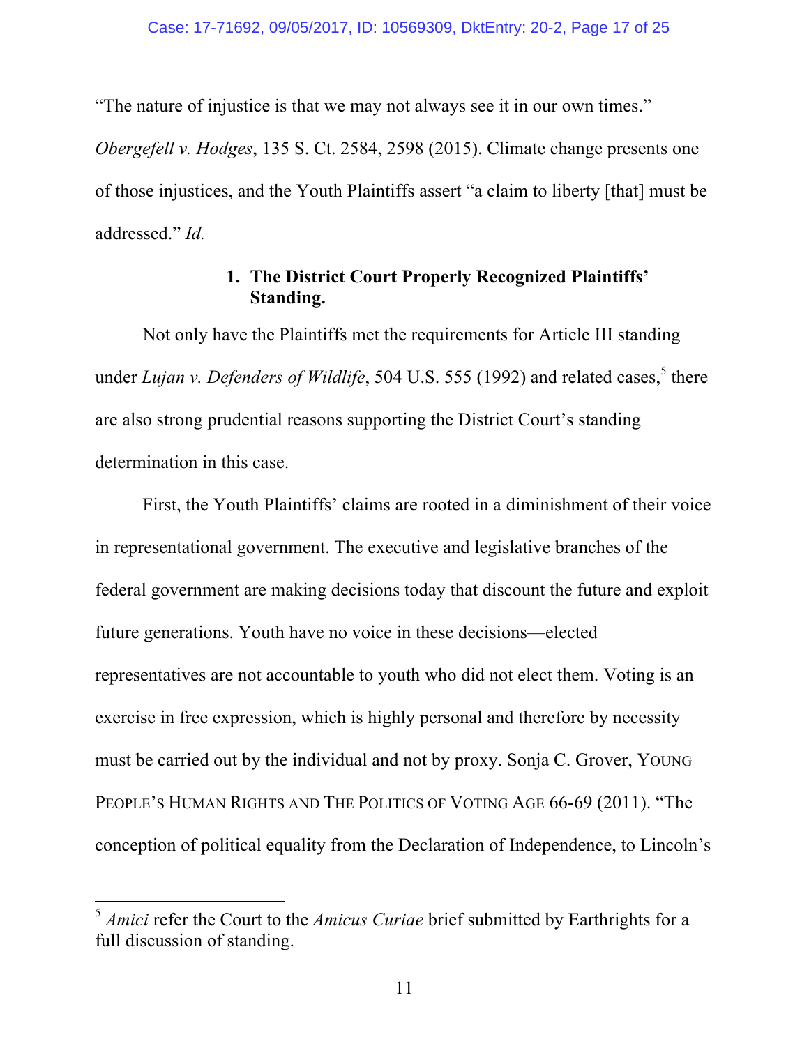"The nature of injustice is that we may not always see it in our own times." *Obergefell v. Hodges*, 135 S. Ct. 2584, 2598 (2015). Climate change presents one of those injustices, and the Youth Plaintiffs assert "a claim to liberty [that] must be addressed." *Id.*

### 1. The District Court Properly Recognized Plaintiffs' Standing.

Not only have the Plaintiffs met the requirements for Article III standing under *Lujan v. Defenders of Wildlife*, 504 U.S. 555 (1992) and related cases,[5] there are also strong prudential reasons supporting the District Court's standing determination in this case.

First, the Youth Plaintiffs' claims are rooted in a diminishment of their voice in representational government. The executive and legislative branches of the federal government are making decisions today that discount the future and exploit future generations. Youth have no voice in these decisions—elected representatives are not accountable to youth who did not elect them. Voting is an exercise in free expression, which is highly personal and therefore by necessity must be carried out by the individual and not by proxy. Sonja C. Grover, YOUNG PEOPLE'S HUMAN RIGHTS AND THE POLITICS OF VOTING AGE 66-69 (2011). "The conception of political equality from the Declaration of Independence, to Lincoln's

[5] *Amici* refer the Court to the *Amicus Curiae* brief submitted by Earthrights for a full discussion of standing.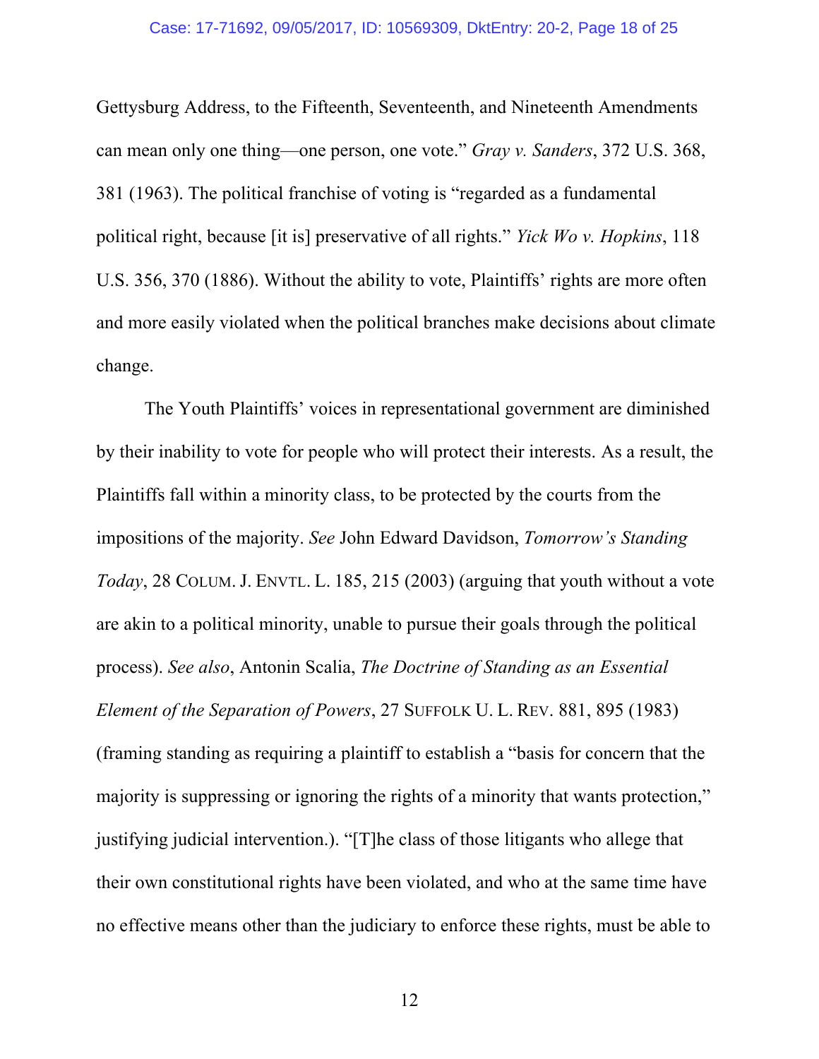Gettysburg Address, to the Fifteenth, Seventeenth, and Nineteenth Amendments can mean only one thing—one person, one vote." *Gray v. Sanders*, 372 U.S. 368, 381 (1963). The political franchise of voting is "regarded as a fundamental political right, because [it is] preservative of all rights." *Yick Wo v. Hopkins*, 118 U.S. 356, 370 (1886). Without the ability to vote, Plaintiffs' rights are more often and more easily violated when the political branches make decisions about climate change.

The Youth Plaintiffs' voices in representational government are diminished by their inability to vote for people who will protect their interests. As a result, the Plaintiffs fall within a minority class, to be protected by the courts from the impositions of the majority. *See* John Edward Davidson, *Tomorrow's Standing Today*, 28 COLUM. J. ENVTL. L. 185, 215 (2003) (arguing that youth without a vote are akin to a political minority, unable to pursue their goals through the political process). *See also*, Antonin Scalia, *The Doctrine of Standing as an Essential Element of the Separation of Powers*, 27 SUFFOLK U. L. REV. 881, 895 (1983) (framing standing as requiring a plaintiff to establish a "basis for concern that the majority is suppressing or ignoring the rights of a minority that wants protection," justifying judicial intervention.). "[T]he class of those litigants who allege that their own constitutional rights have been violated, and who at the same time have no effective means other than the judiciary to enforce these rights, must be able to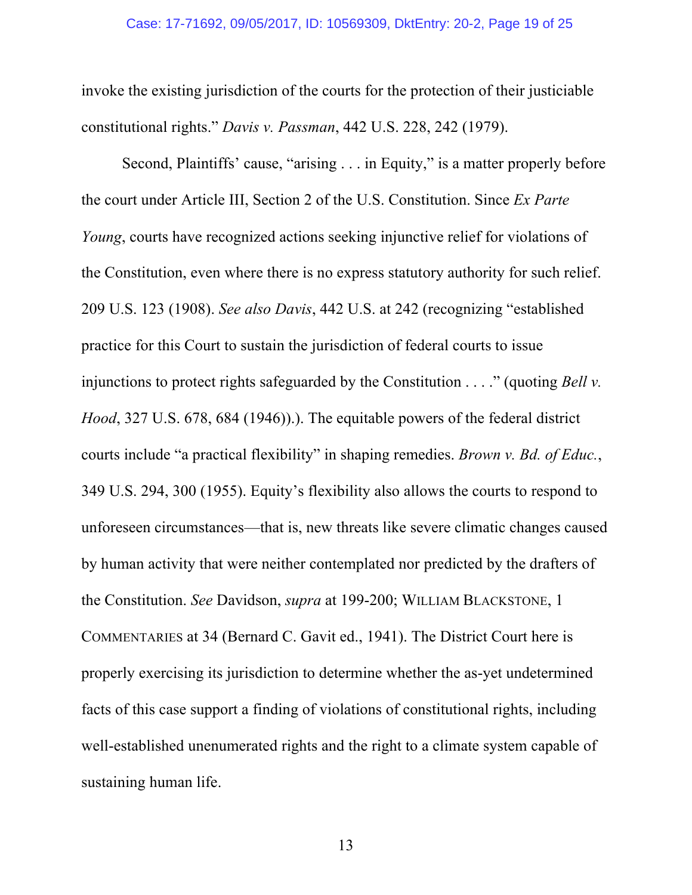invoke the existing jurisdiction of the courts for the protection of their justiciable constitutional rights." *Davis v. Passman*, 442 U.S. 228, 242 (1979).

Second, Plaintiffs' cause, "arising . . . in Equity," is a matter properly before the court under Article III, Section 2 of the U.S. Constitution. Since *Ex Parte Young*, courts have recognized actions seeking injunctive relief for violations of the Constitution, even where there is no express statutory authority for such relief. 209 U.S. 123 (1908). *See also Davis*, 442 U.S. at 242 (recognizing "established practice for this Court to sustain the jurisdiction of federal courts to issue injunctions to protect rights safeguarded by the Constitution . . . ." (quoting *Bell v. Hood*, 327 U.S. 678, 684 (1946)).). The equitable powers of the federal district courts include "a practical flexibility" in shaping remedies. *Brown v. Bd. of Educ.*, 349 U.S. 294, 300 (1955). Equity's flexibility also allows the courts to respond to unforeseen circumstances—that is, new threats like severe climatic changes caused by human activity that were neither contemplated nor predicted by the drafters of the Constitution. *See* Davidson, *supra* at 199-200; WILLIAM BLACKSTONE, 1 COMMENTARIES at 34 (Bernard C. Gavit ed., 1941). The District Court here is properly exercising its jurisdiction to determine whether the as-yet undetermined facts of this case support a finding of violations of constitutional rights, including well-established unenumerated rights and the right to a climate system capable of sustaining human life.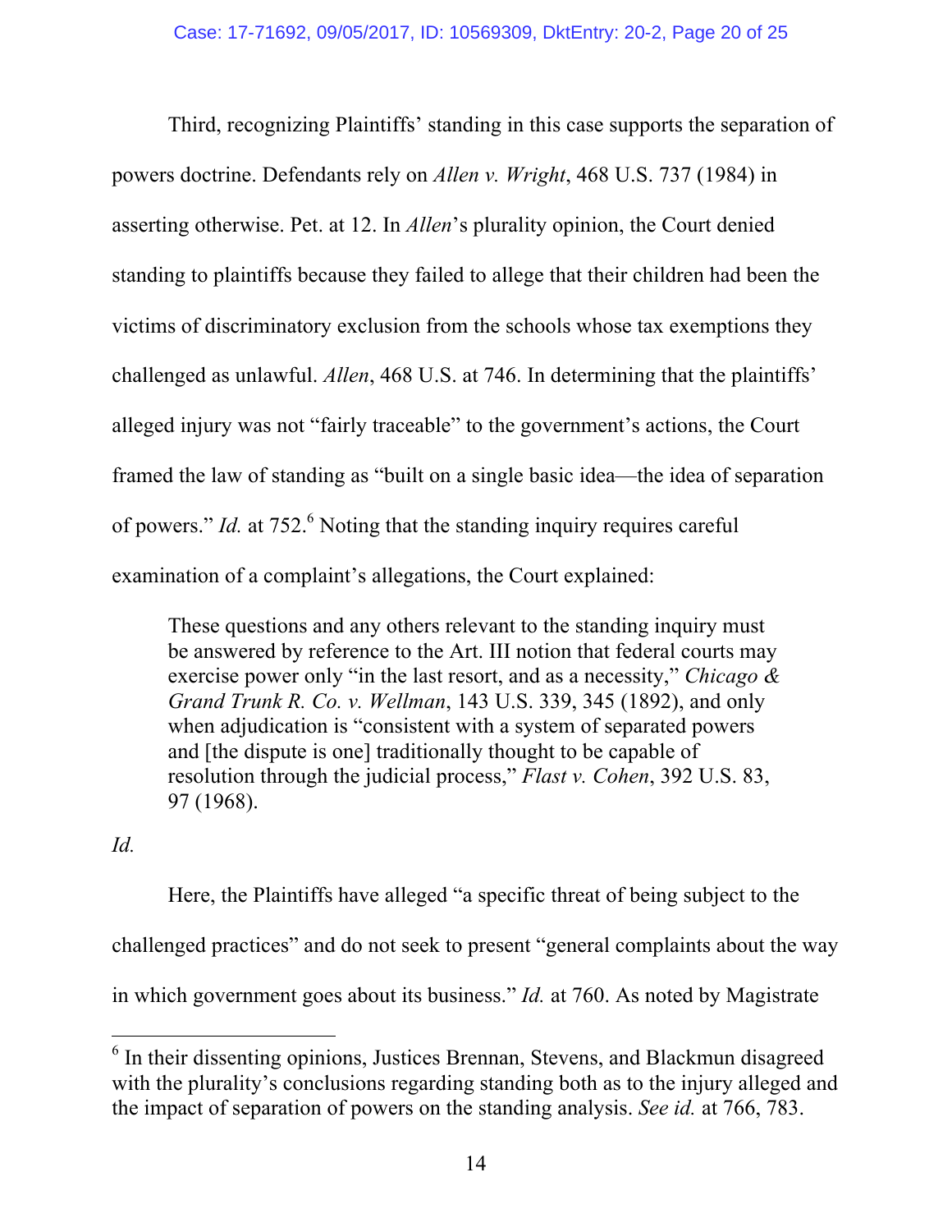Third, recognizing Plaintiffs' standing in this case supports the separation of powers doctrine. Defendants rely on *Allen v. Wright*, 468 U.S. 737 (1984) in asserting otherwise. Pet. at 12. In *Allen*'s plurality opinion, the Court denied standing to plaintiffs because they failed to allege that their children had been the victims of discriminatory exclusion from the schools whose tax exemptions they challenged as unlawful. *Allen*, 468 U.S. at 746. In determining that the plaintiffs' alleged injury was not "fairly traceable" to the government's actions, the Court framed the law of standing as "built on a single basic idea—the idea of separation of powers." *Id.* at 752.[6] Noting that the standing inquiry requires careful examination of a complaint's allegations, the Court explained:

> These questions and any others relevant to the standing inquiry must be answered by reference to the Art. III notion that federal courts may exercise power only "in the last resort, and as a necessity," *Chicago & Grand Trunk R. Co. v. Wellman*, 143 U.S. 339, 345 (1892), and only when adjudication is "consistent with a system of separated powers and [the dispute is one] traditionally thought to be capable of resolution through the judicial process," *Flast v. Cohen*, 392 U.S. 83, 97 (1968).

*Id.*

Here, the Plaintiffs have alleged "a specific threat of being subject to the challenged practices" and do not seek to present "general complaints about the way in which government goes about its business." *Id.* at 760. As noted by Magistrate

[6] In their dissenting opinions, Justices Brennan, Stevens, and Blackmun disagreed with the plurality's conclusions regarding standing both as to the injury alleged and the impact of separation of powers on the standing analysis. *See id.* at 766, 783.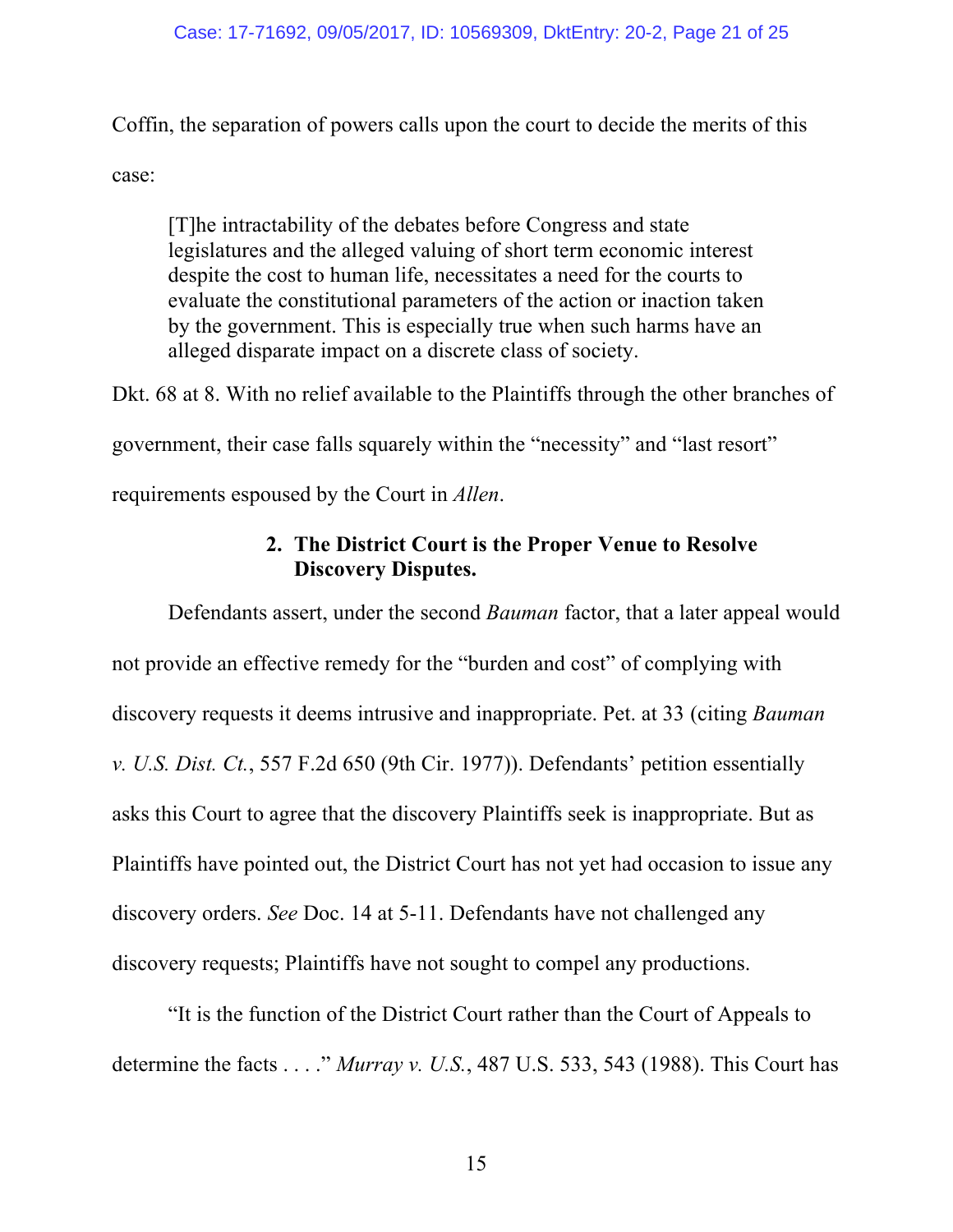Coffin, the separation of powers calls upon the court to decide the merits of this case:

> [T]he intractability of the debates before Congress and state legislatures and the alleged valuing of short term economic interest despite the cost to human life, necessitates a need for the courts to evaluate the constitutional parameters of the action or inaction taken by the government. This is especially true when such harms have an alleged disparate impact on a discrete class of society.

Dkt. 68 at 8. With no relief available to the Plaintiffs through the other branches of government, their case falls squarely within the "necessity" and "last resort" requirements espoused by the Court in *Allen*.

### 2. The District Court is the Proper Venue to Resolve Discovery Disputes.

Defendants assert, under the second *Bauman* factor, that a later appeal would not provide an effective remedy for the "burden and cost" of complying with discovery requests it deems intrusive and inappropriate. Pet. at 33 (citing *Bauman v. U.S. Dist. Ct.*, 557 F.2d 650 (9th Cir. 1977)). Defendants' petition essentially asks this Court to agree that the discovery Plaintiffs seek is inappropriate. But as Plaintiffs have pointed out, the District Court has not yet had occasion to issue any discovery orders. *See* Doc. 14 at 5-11. Defendants have not challenged any discovery requests; Plaintiffs have not sought to compel any productions.

"It is the function of the District Court rather than the Court of Appeals to determine the facts . . . ." *Murray v. U.S.*, 487 U.S. 533, 543 (1988). This Court has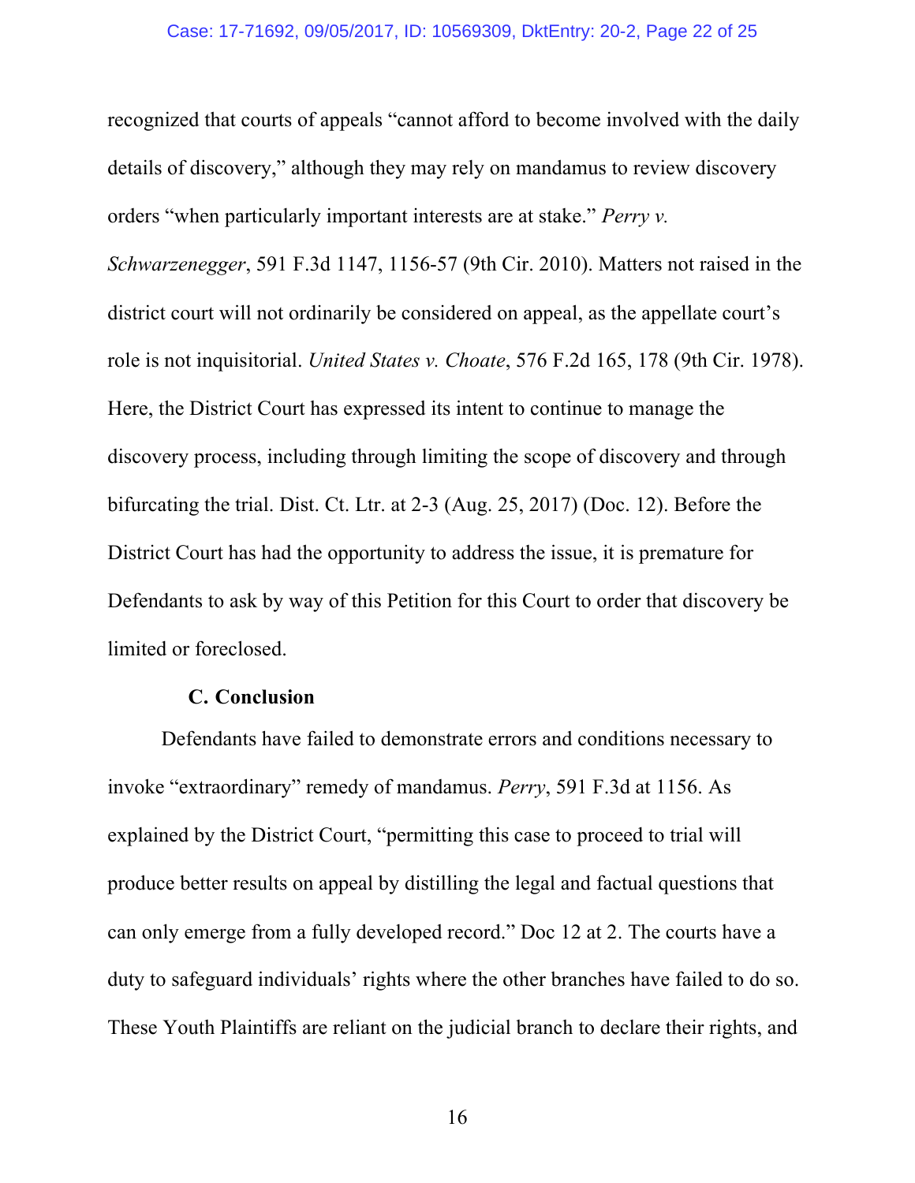recognized that courts of appeals "cannot afford to become involved with the daily details of discovery," although they may rely on mandamus to review discovery orders "when particularly important interests are at stake." *Perry v. Schwarzenegger*, 591 F.3d 1147, 1156-57 (9th Cir. 2010). Matters not raised in the district court will not ordinarily be considered on appeal, as the appellate court's role is not inquisitorial. *United States v. Choate*, 576 F.2d 165, 178 (9th Cir. 1978). Here, the District Court has expressed its intent to continue to manage the discovery process, including through limiting the scope of discovery and through bifurcating the trial. Dist. Ct. Ltr. at 2-3 (Aug. 25, 2017) (Doc. 12). Before the District Court has had the opportunity to address the issue, it is premature for Defendants to ask by way of this Petition for this Court to order that discovery be limited or foreclosed.

### C. Conclusion

Defendants have failed to demonstrate errors and conditions necessary to invoke "extraordinary" remedy of mandamus. *Perry*, 591 F.3d at 1156. As explained by the District Court, "permitting this case to proceed to trial will produce better results on appeal by distilling the legal and factual questions that can only emerge from a fully developed record." Doc 12 at 2. The courts have a duty to safeguard individuals' rights where the other branches have failed to do so. These Youth Plaintiffs are reliant on the judicial branch to declare their rights, and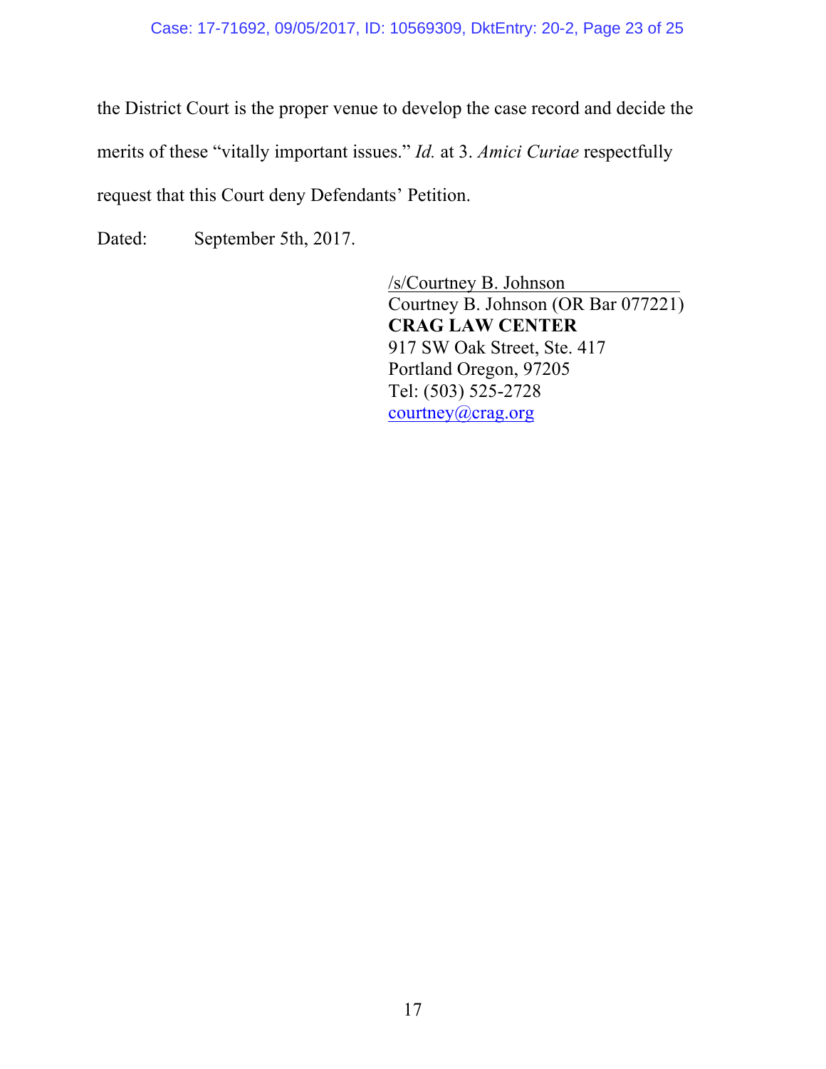the District Court is the proper venue to develop the case record and decide the merits of these "vitally important issues." *Id.* at 3. *Amici Curiae* respectfully request that this Court deny Defendants' Petition.

Dated: September 5th, 2017.

/s/Courtney B. Johnson
Courtney B. Johnson (OR Bar 077221)
**CRAG LAW CENTER**
917 SW Oak Street, Ste. 417
Portland Oregon, 97205
Tel: (503) 525-2728
courtney@crag.org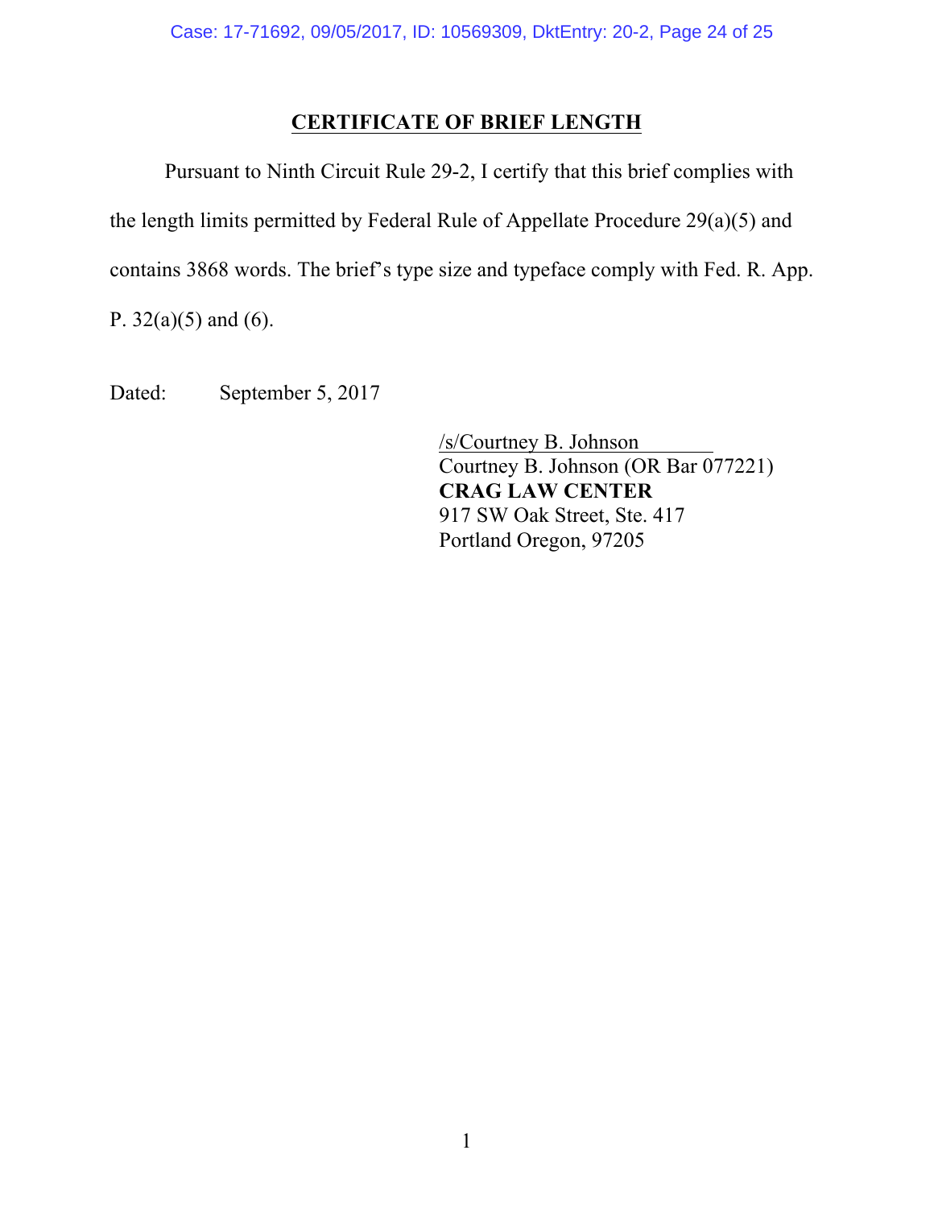# CERTIFICATE OF BRIEF LENGTH

Pursuant to Ninth Circuit Rule 29-2, I certify that this brief complies with the length limits permitted by Federal Rule of Appellate Procedure 29(a)(5) and contains 3868 words. The brief's type size and typeface comply with Fed. R. App. P. 32(a)(5) and (6).

Dated: September 5, 2017

/s/Courtney B. Johnson
Courtney B. Johnson (OR Bar 077221)
**CRAG LAW CENTER**
917 SW Oak Street, Ste. 417
Portland Oregon, 97205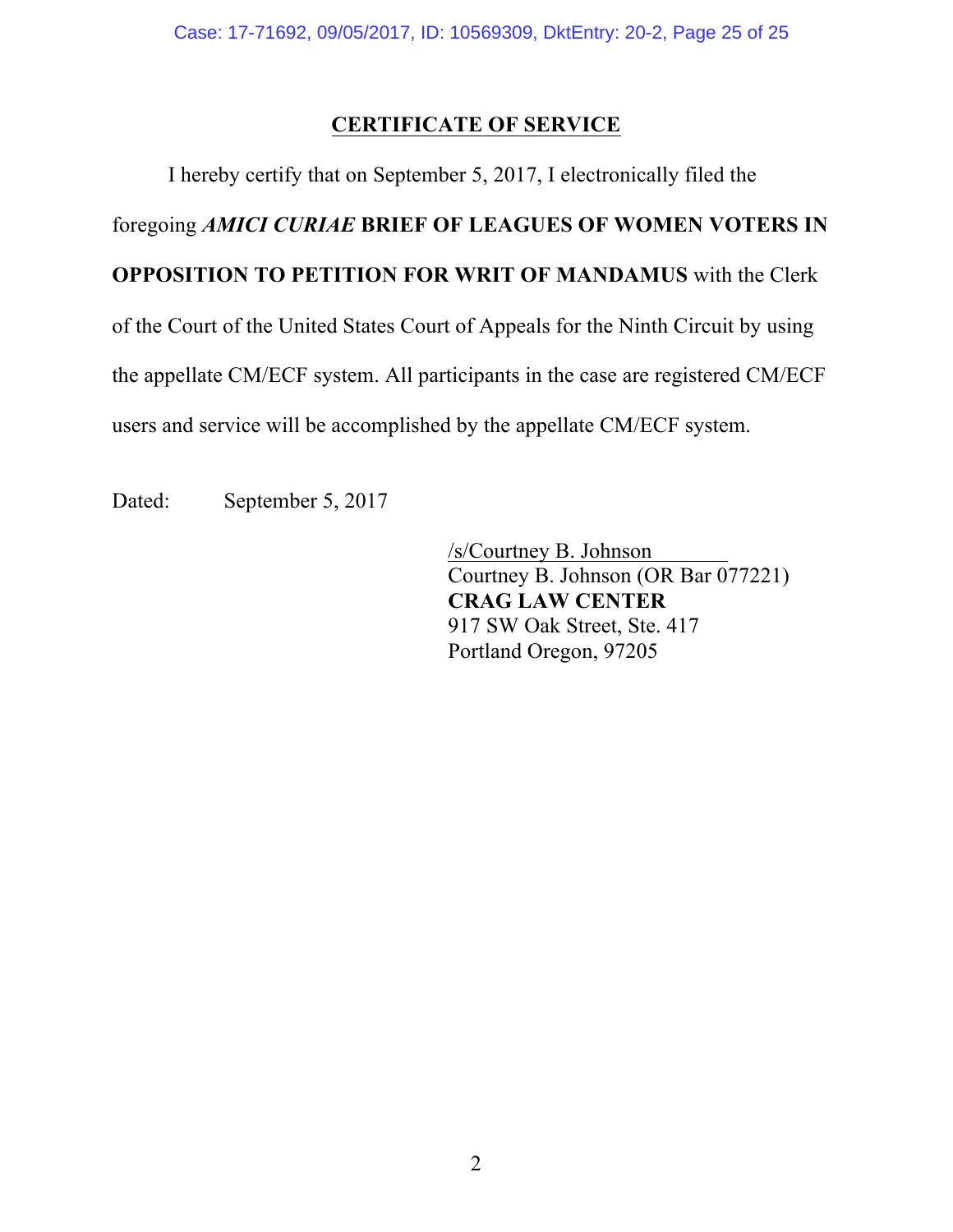## CERTIFICATE OF SERVICE

I hereby certify that on September 5, 2017, I electronically filed the foregoing ***AMICI CURIAE*** **BRIEF OF LEAGUES OF WOMEN VOTERS IN OPPOSITION TO PETITION FOR WRIT OF MANDAMUS** with the Clerk of the Court of the United States Court of Appeals for the Ninth Circuit by using the appellate CM/ECF system. All participants in the case are registered CM/ECF users and service will be accomplished by the appellate CM/ECF system.

Dated: September 5, 2017

/s/Courtney B. Johnson
Courtney B. Johnson (OR Bar 077221)
**CRAG LAW CENTER**
917 SW Oak Street, Ste. 417
Portland Oregon, 97205